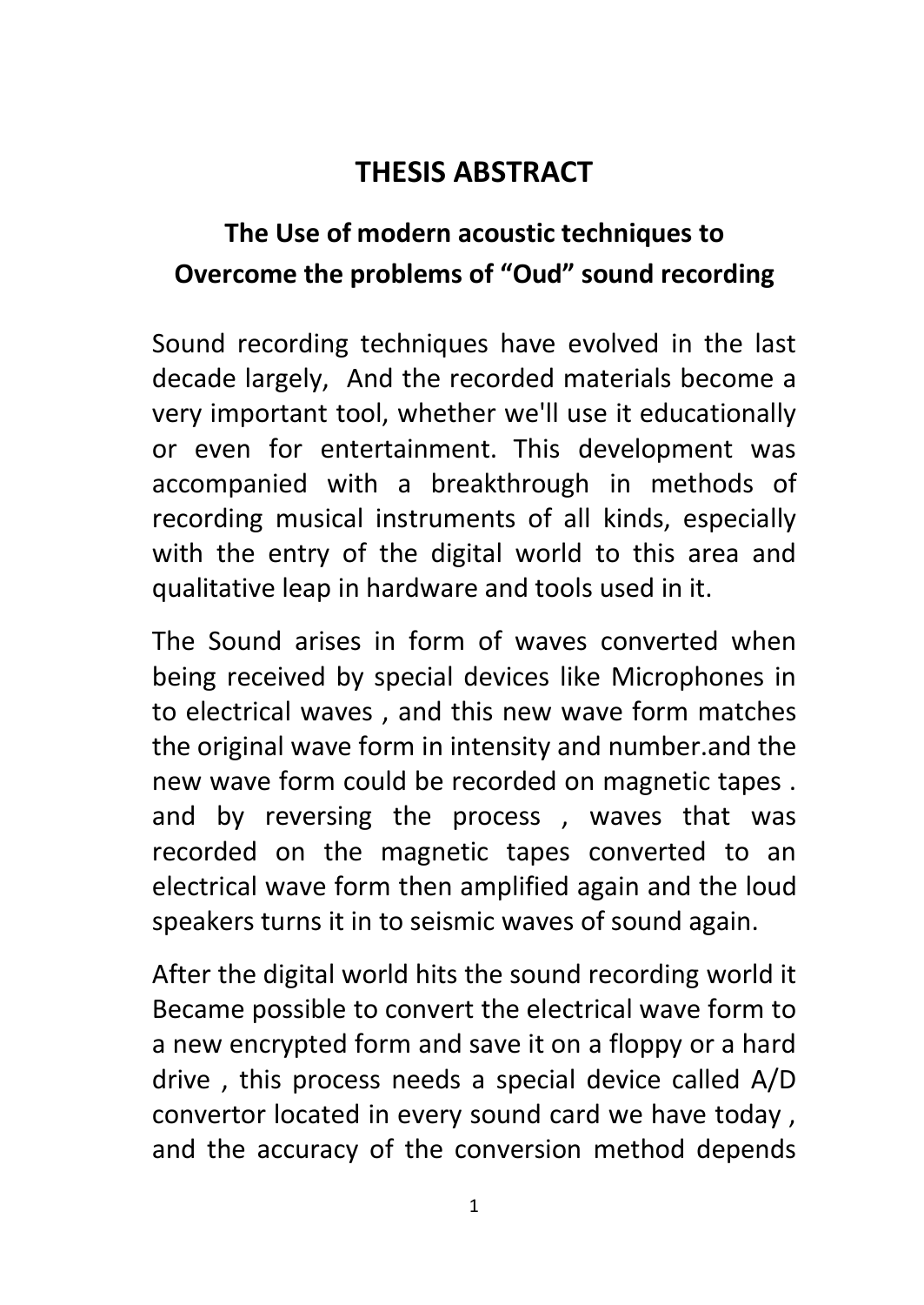# THESIS ABSTRACT

## The Use of modern acoustic techniques to Overcome the problems of "Oud" sound recording

Sound recording techniques have evolved in the last decade largely, And the recorded materials become a very important tool, whether we'll use it educationally or even for entertainment. This development was accompanied with a breakthrough in methods of recording musical instruments of all kinds, especially with the entry of the digital world to this area and qualitative leap in hardware and tools used in it.

The Sound arises in form of waves converted when being received by special devices like Microphones in to electrical waves , and this new wave form matches the original wave form in intensity and number.and the new wave form could be recorded on magnetic tapes . and by reversing the process , waves that was recorded on the magnetic tapes converted to an electrical wave form then amplified again and the loud speakers turns it in to seismic waves of sound again.

After the digital world hits the sound recording world it Became possible to convert the electrical wave form to a new encrypted form and save it on a floppy or a hard drive , this process needs a special device called A/D convertor located in every sound card we have today , and the accuracy of the conversion method depends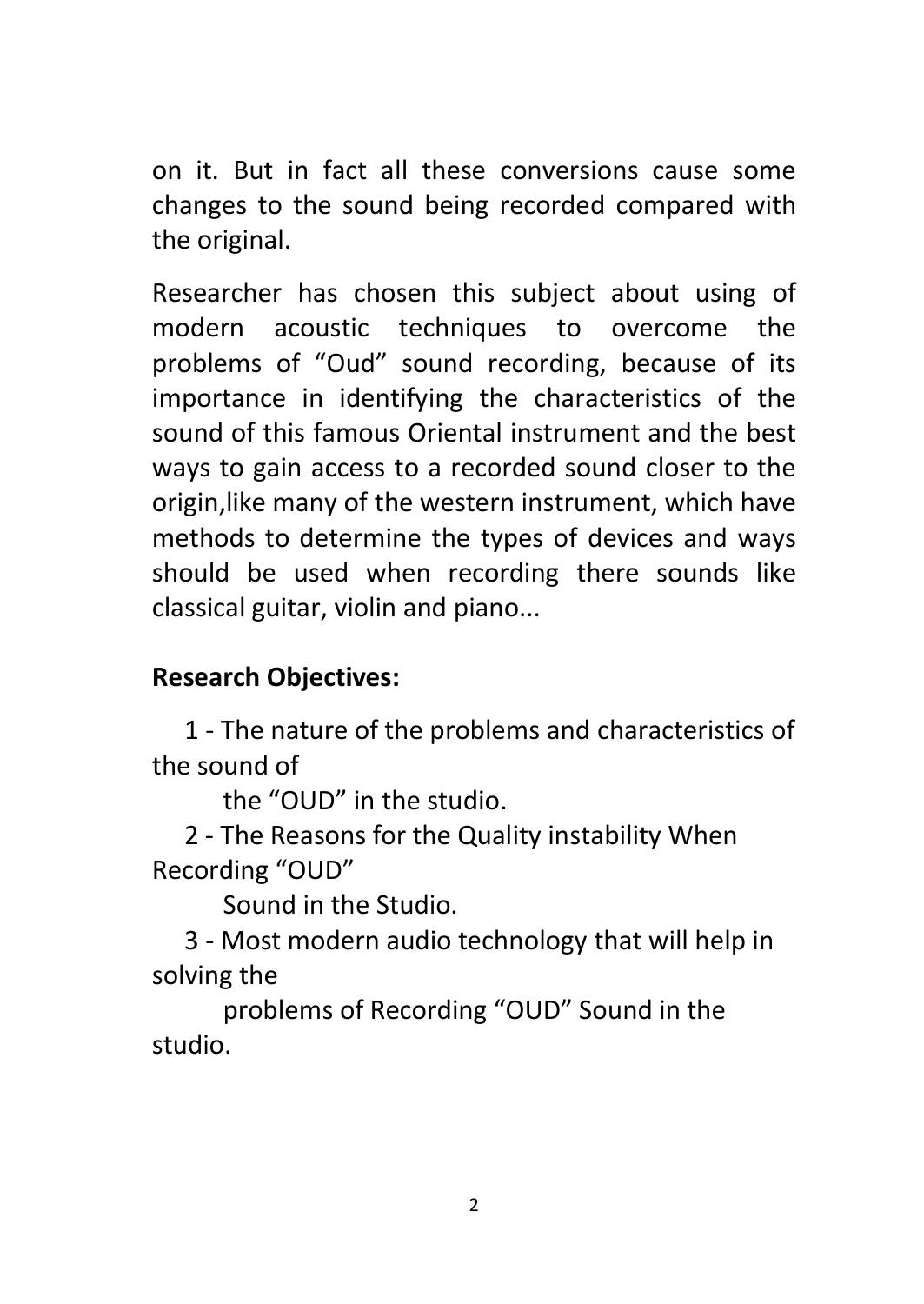on it. But in fact all these conversions cause some changes to the sound being recorded compared with the original.

Researcher has chosen this subject about using of modern acoustic techniques to overcome the problems of "Oud" sound recording, because of its importance in identifying the characteristics of the sound of this famous Oriental instrument and the best ways to gain access to a recorded sound closer to the origin,like many of the western instrument, which have methods to determine the types of devices and ways should be used when recording there sounds like classical guitar, violin and piano...

**Research Objectives:**

1 - The nature of the problems and characteristics of the sound of the "OUD" in the studio.

2 - The Reasons for the Quality instability When Recording "OUD" Sound in the Studio.

3 - Most modern audio technology that will help in solving the problems of Recording "OUD" Sound in the studio.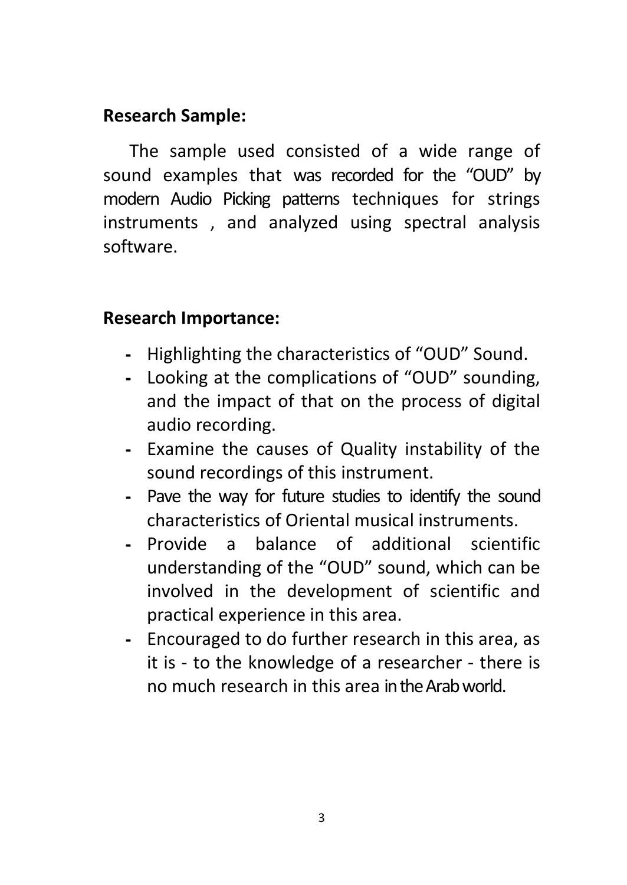**Research Sample:**

The sample used consisted of a wide range of sound examples that was recorded for the “OUD” by modern Audio Picking patterns techniques for strings instruments , and analyzed using spectral analysis software.

**Research Importance:**

- Highlighting the characteristics of “OUD” Sound.
- Looking at the complications of “OUD” sounding, and the impact of that on the process of digital audio recording.
- Examine the causes of Quality instability of the sound recordings of this instrument.
- Pave the way for future studies to identify the sound characteristics of Oriental musical instruments.
- Provide a balance of additional scientific understanding of the “OUD” sound, which can be involved in the development of scientific and practical experience in this area.
- Encouraged to do further research in this area, as it is - to the knowledge of a researcher - there is no much research in this area in the Arab world.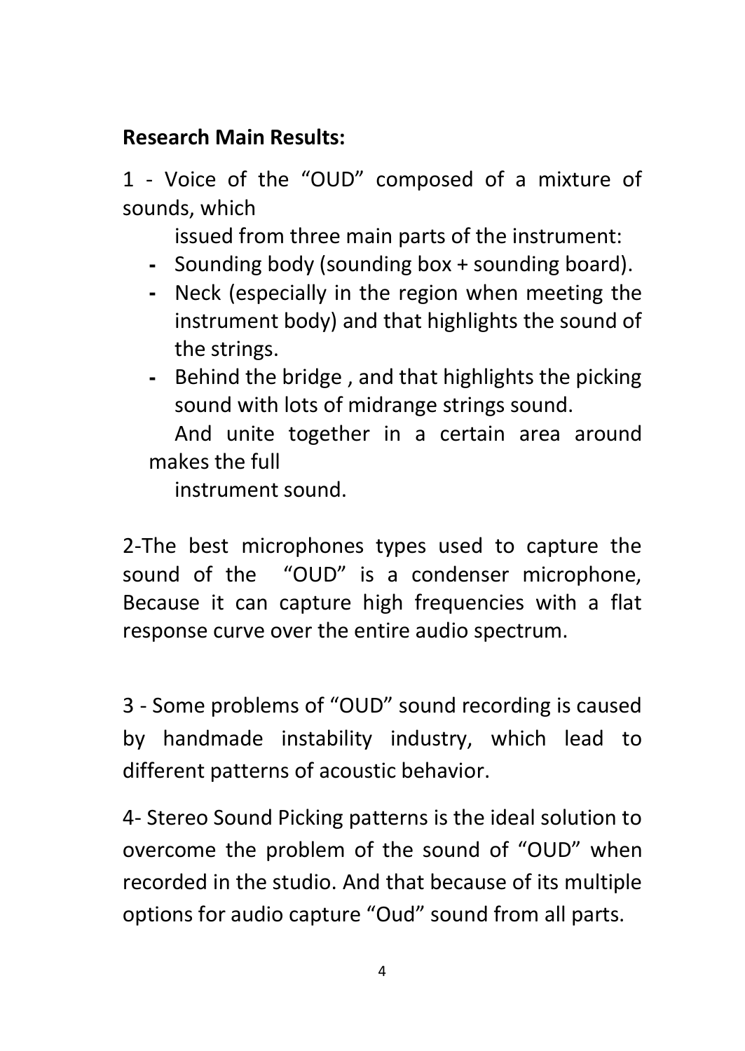**Research Main Results:**

1 - Voice of the “OUD” composed of a mixture of sounds, which issued from three main parts of the instrument:

- Sounding body (sounding box + sounding board).
- Neck (especially in the region when meeting the instrument body) and that highlights the sound of the strings.
- Behind the bridge , and that highlights the picking sound with lots of midrange strings sound.

And unite together in a certain area around makes the full instrument sound.

2-The best microphones types used to capture the sound of the “OUD” is a condenser microphone, Because it can capture high frequencies with a flat response curve over the entire audio spectrum.

3 - Some problems of “OUD” sound recording is caused by handmade instability industry, which lead to different patterns of acoustic behavior.

4- Stereo Sound Picking patterns is the ideal solution to overcome the problem of the sound of “OUD” when recorded in the studio. And that because of its multiple options for audio capture “Oud” sound from all parts.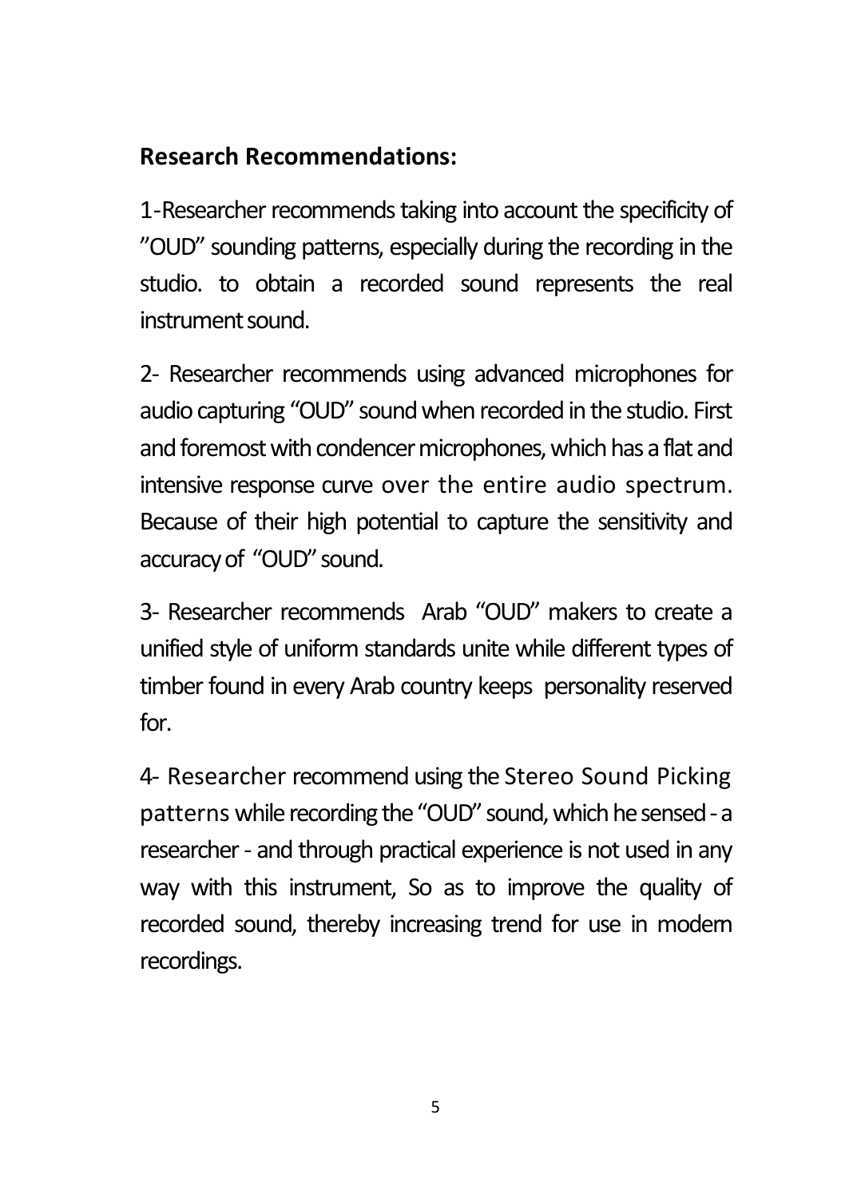**Research Recommendations:**

1-Researcher recommends taking into account the specificity of ”OUD” sounding patterns, especially during the recording in the studio. to obtain a recorded sound represents the real instrument sound.

2- Researcher recommends using advanced microphones for audio capturing “OUD” sound when recorded in the studio. First and foremost with condencer microphones, which has a flat and intensive response curve over the entire audio spectrum. Because of their high potential to capture the sensitivity and accuracy of "OUD" sound.

3- Researcher recommends Arab “OUD” makers to create a unified style of uniform standards unite while different types of timber found in every Arab country keeps personality reserved for.

4- Researcher recommend using the Stereo Sound Picking patterns while recording the “OUD” sound, which he sensed - a researcher - and through practical experience is not used in any way with this instrument, So as to improve the quality of recorded sound, thereby increasing trend for use in modern recordings.